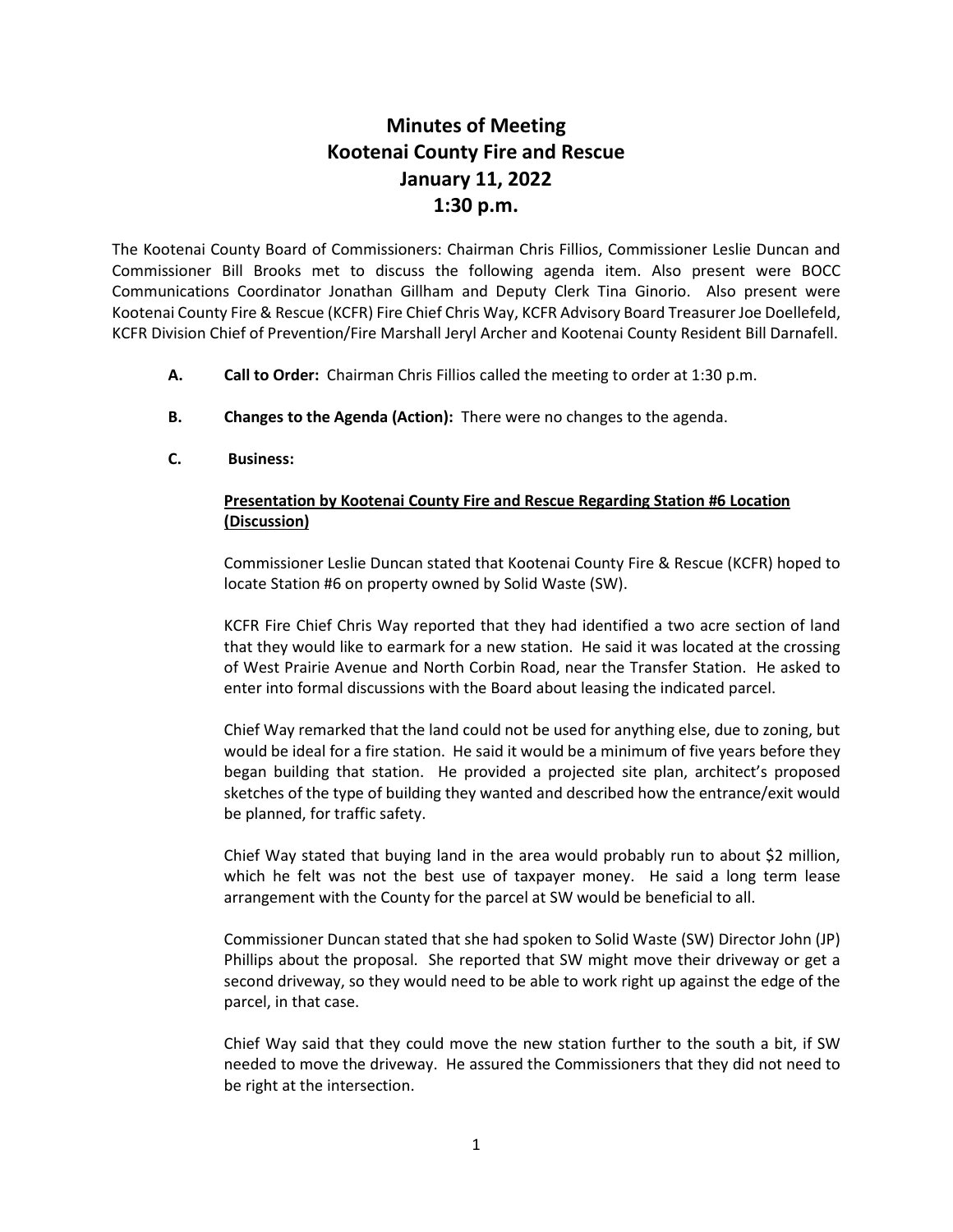# Minutes of Meeting
# Kootenai County Fire and Rescue
# January 11, 2022
# 1:30 p.m.

The Kootenai County Board of Commissioners: Chairman Chris Fillios, Commissioner Leslie Duncan and Commissioner Bill Brooks met to discuss the following agenda item. Also present were BOCC Communications Coordinator Jonathan Gillham and Deputy Clerk Tina Ginorio. Also present were Kootenai County Fire & Rescue (KCFR) Fire Chief Chris Way, KCFR Advisory Board Treasurer Joe Doellefeld, KCFR Division Chief of Prevention/Fire Marshall Jeryl Archer and Kootenai County Resident Bill Darnafell.

**A. Call to Order:** Chairman Chris Fillios called the meeting to order at 1:30 p.m.

**B. Changes to the Agenda (Action):** There were no changes to the agenda.

**C. Business:**

**<u>Presentation by Kootenai County Fire and Rescue Regarding Station #6 Location (Discussion)</u>**

Commissioner Leslie Duncan stated that Kootenai County Fire & Rescue (KCFR) hoped to locate Station #6 on property owned by Solid Waste (SW).

KCFR Fire Chief Chris Way reported that they had identified a two acre section of land that they would like to earmark for a new station. He said it was located at the crossing of West Prairie Avenue and North Corbin Road, near the Transfer Station. He asked to enter into formal discussions with the Board about leasing the indicated parcel.

Chief Way remarked that the land could not be used for anything else, due to zoning, but would be ideal for a fire station. He said it would be a minimum of five years before they began building that station. He provided a projected site plan, architect's proposed sketches of the type of building they wanted and described how the entrance/exit would be planned, for traffic safety.

Chief Way stated that buying land in the area would probably run to about $2 million, which he felt was not the best use of taxpayer money. He said a long term lease arrangement with the County for the parcel at SW would be beneficial to all.

Commissioner Duncan stated that she had spoken to Solid Waste (SW) Director John (JP) Phillips about the proposal. She reported that SW might move their driveway or get a second driveway, so they would need to be able to work right up against the edge of the parcel, in that case.

Chief Way said that they could move the new station further to the south a bit, if SW needed to move the driveway. He assured the Commissioners that they did not need to be right at the intersection.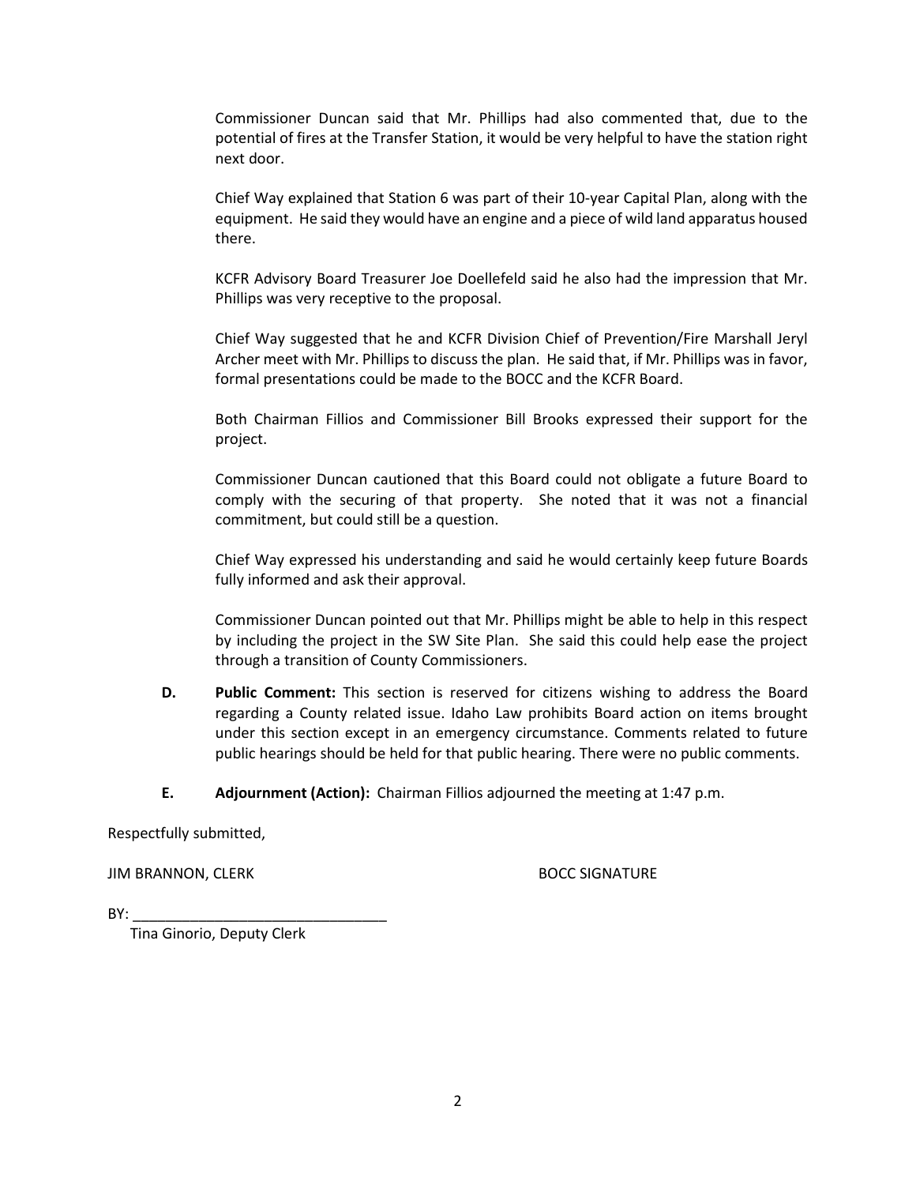Commissioner Duncan said that Mr. Phillips had also commented that, due to the potential of fires at the Transfer Station, it would be very helpful to have the station right next door.

Chief Way explained that Station 6 was part of their 10-year Capital Plan, along with the equipment. He said they would have an engine and a piece of wild land apparatus housed there.

KCFR Advisory Board Treasurer Joe Doellefeld said he also had the impression that Mr. Phillips was very receptive to the proposal.

Chief Way suggested that he and KCFR Division Chief of Prevention/Fire Marshall Jeryl Archer meet with Mr. Phillips to discuss the plan. He said that, if Mr. Phillips was in favor, formal presentations could be made to the BOCC and the KCFR Board.

Both Chairman Fillios and Commissioner Bill Brooks expressed their support for the project.

Commissioner Duncan cautioned that this Board could not obligate a future Board to comply with the securing of that property. She noted that it was not a financial commitment, but could still be a question.

Chief Way expressed his understanding and said he would certainly keep future Boards fully informed and ask their approval.

Commissioner Duncan pointed out that Mr. Phillips might be able to help in this respect by including the project in the SW Site Plan. She said this could help ease the project through a transition of County Commissioners.

**D. Public Comment:** This section is reserved for citizens wishing to address the Board regarding a County related issue. Idaho Law prohibits Board action on items brought under this section except in an emergency circumstance. Comments related to future public hearings should be held for that public hearing. There were no public comments.

**E. Adjournment (Action):** Chairman Fillios adjourned the meeting at 1:47 p.m.

Respectfully submitted,

JIM BRANNON, CLERK BOCC SIGNATURE

BY: _______________________________

Tina Ginorio, Deputy Clerk